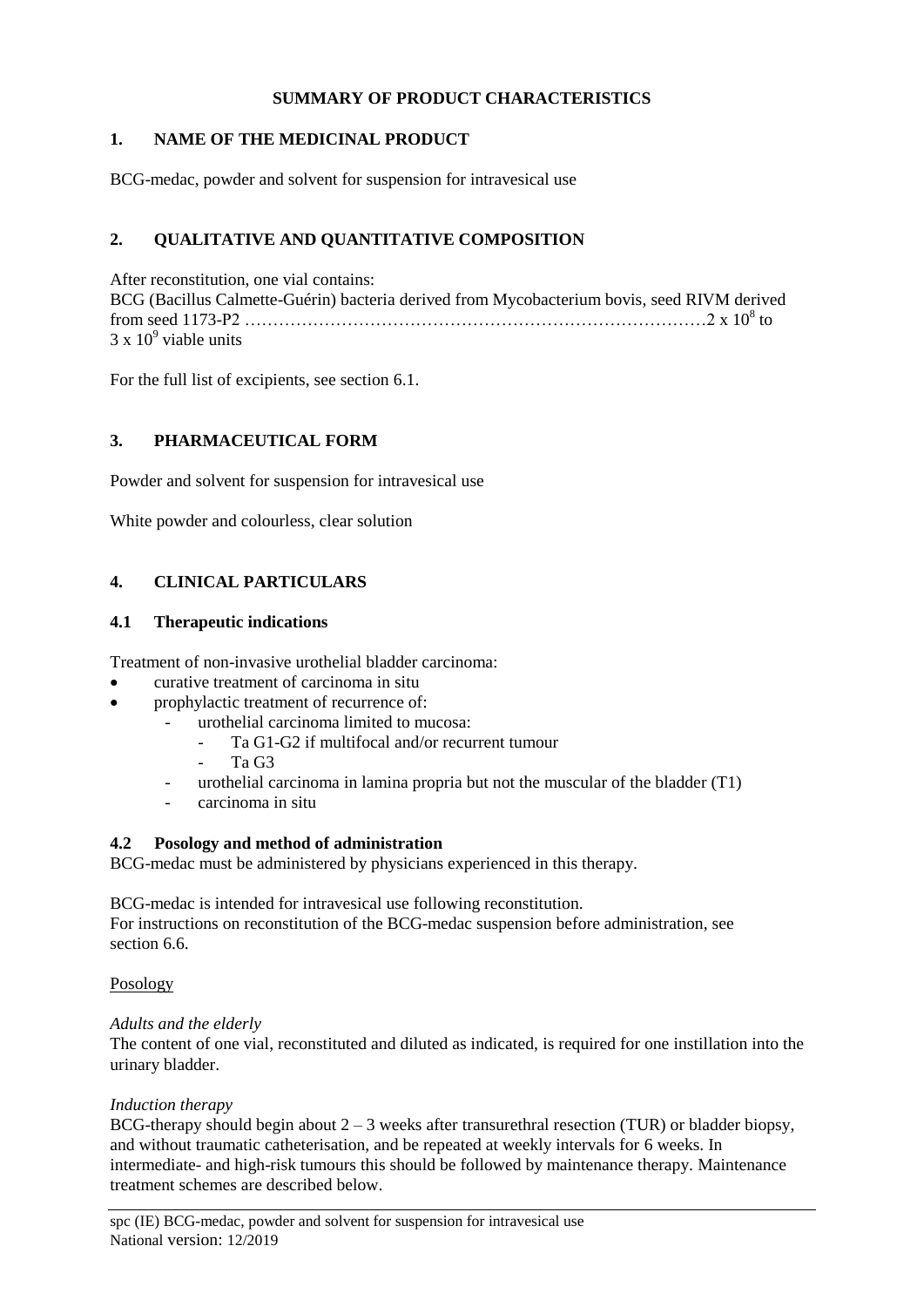# SUMMARY OF PRODUCT CHARACTERISTICS

## 1. NAME OF THE MEDICINAL PRODUCT

BCG-medac, powder and solvent for suspension for intravesical use

## 2. QUALITATIVE AND QUANTITATIVE COMPOSITION

After reconstitution, one vial contains:
BCG (Bacillus Calmette-Guérin) bacteria derived from Mycobacterium bovis, seed RIVM derived from seed 1173-P2 ……………………………………………………………………… $2 \times 10^8$ to $3 \times 10^9$ viable units

For the full list of excipients, see section 6.1.

## 3. PHARMACEUTICAL FORM

Powder and solvent for suspension for intravesical use

White powder and colourless, clear solution

## 4. CLINICAL PARTICULARS

### 4.1 Therapeutic indications

Treatment of non-invasive urothelial bladder carcinoma:

- curative treatment of carcinoma in situ
- prophylactic treatment of recurrence of:
  - urothelial carcinoma limited to mucosa:
    - Ta G1-G2 if multifocal and/or recurrent tumour
    - Ta G3
  - urothelial carcinoma in lamina propria but not the muscular of the bladder (T1)
  - carcinoma in situ

### 4.2 Posology and method of administration

BCG-medac must be administered by physicians experienced in this therapy.

BCG-medac is intended for intravesical use following reconstitution.
For instructions on reconstitution of the BCG-medac suspension before administration, see section 6.6.

Posology

*Adults and the elderly*
The content of one vial, reconstituted and diluted as indicated, is required for one instillation into the urinary bladder.

*Induction therapy*
BCG-therapy should begin about 2 – 3 weeks after transurethral resection (TUR) or bladder biopsy, and without traumatic catheterisation, and be repeated at weekly intervals for 6 weeks. In intermediate- and high-risk tumours this should be followed by maintenance therapy. Maintenance treatment schemes are described below.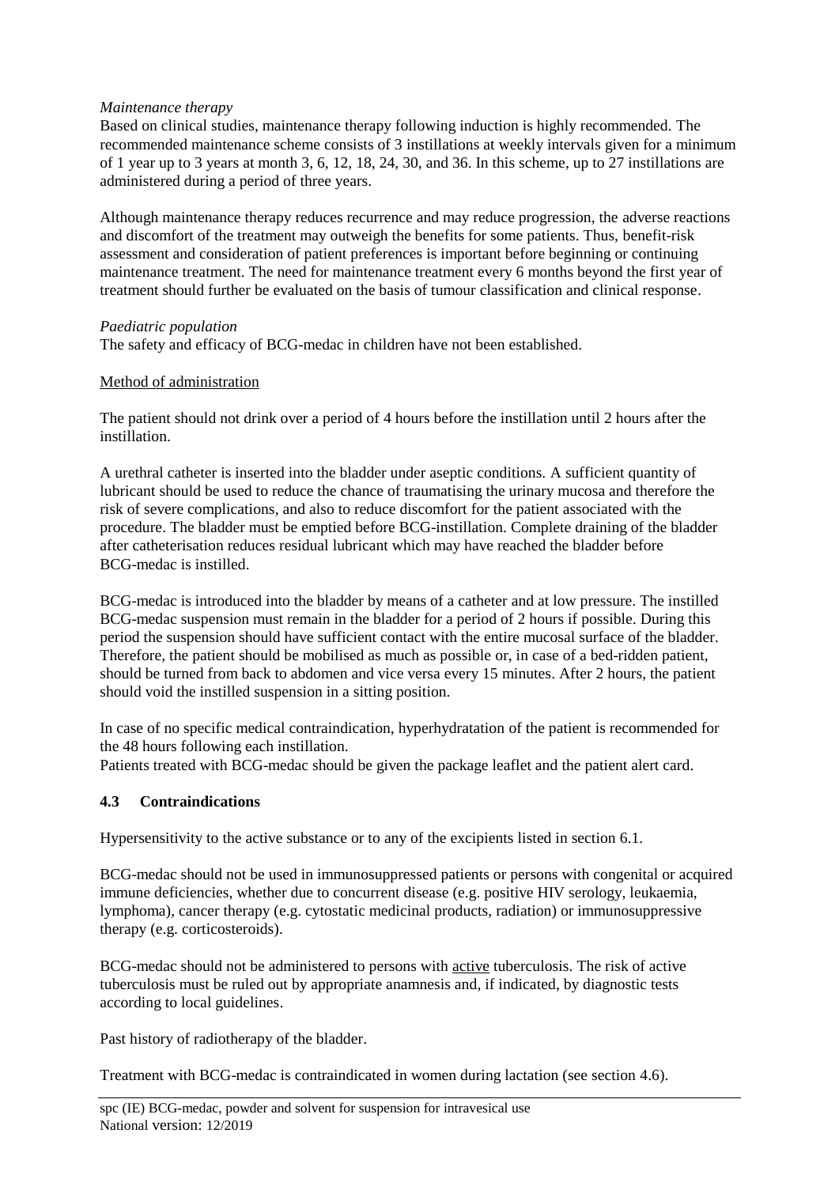*Maintenance therapy*

Based on clinical studies, maintenance therapy following induction is highly recommended. The recommended maintenance scheme consists of 3 instillations at weekly intervals given for a minimum of 1 year up to 3 years at month 3, 6, 12, 18, 24, 30, and 36. In this scheme, up to 27 instillations are administered during a period of three years.

Although maintenance therapy reduces recurrence and may reduce progression, the adverse reactions and discomfort of the treatment may outweigh the benefits for some patients. Thus, benefit-risk assessment and consideration of patient preferences is important before beginning or continuing maintenance treatment. The need for maintenance treatment every 6 months beyond the first year of treatment should further be evaluated on the basis of tumour classification and clinical response.

*Paediatric population*

The safety and efficacy of BCG-medac in children have not been established.

Method of administration

The patient should not drink over a period of 4 hours before the instillation until 2 hours after the instillation.

A urethral catheter is inserted into the bladder under aseptic conditions. A sufficient quantity of lubricant should be used to reduce the chance of traumatising the urinary mucosa and therefore the risk of severe complications, and also to reduce discomfort for the patient associated with the procedure. The bladder must be emptied before BCG-instillation. Complete draining of the bladder after catheterisation reduces residual lubricant which may have reached the bladder before BCG-medac is instilled.

BCG-medac is introduced into the bladder by means of a catheter and at low pressure. The instilled BCG-medac suspension must remain in the bladder for a period of 2 hours if possible. During this period the suspension should have sufficient contact with the entire mucosal surface of the bladder. Therefore, the patient should be mobilised as much as possible or, in case of a bed-ridden patient, should be turned from back to abdomen and vice versa every 15 minutes. After 2 hours, the patient should void the instilled suspension in a sitting position.

In case of no specific medical contraindication, hyperhydratation of the patient is recommended for the 48 hours following each instillation.

Patients treated with BCG-medac should be given the package leaflet and the patient alert card.

### 4.3 Contraindications

Hypersensitivity to the active substance or to any of the excipients listed in section 6.1.

BCG-medac should not be used in immunosuppressed patients or persons with congenital or acquired immune deficiencies, whether due to concurrent disease (e.g. positive HIV serology, leukaemia, lymphoma), cancer therapy (e.g. cytostatic medicinal products, radiation) or immunosuppressive therapy (e.g. corticosteroids).

BCG-medac should not be administered to persons with active tuberculosis. The risk of active tuberculosis must be ruled out by appropriate anamnesis and, if indicated, by diagnostic tests according to local guidelines.

Past history of radiotherapy of the bladder.

Treatment with BCG-medac is contraindicated in women during lactation (see section 4.6).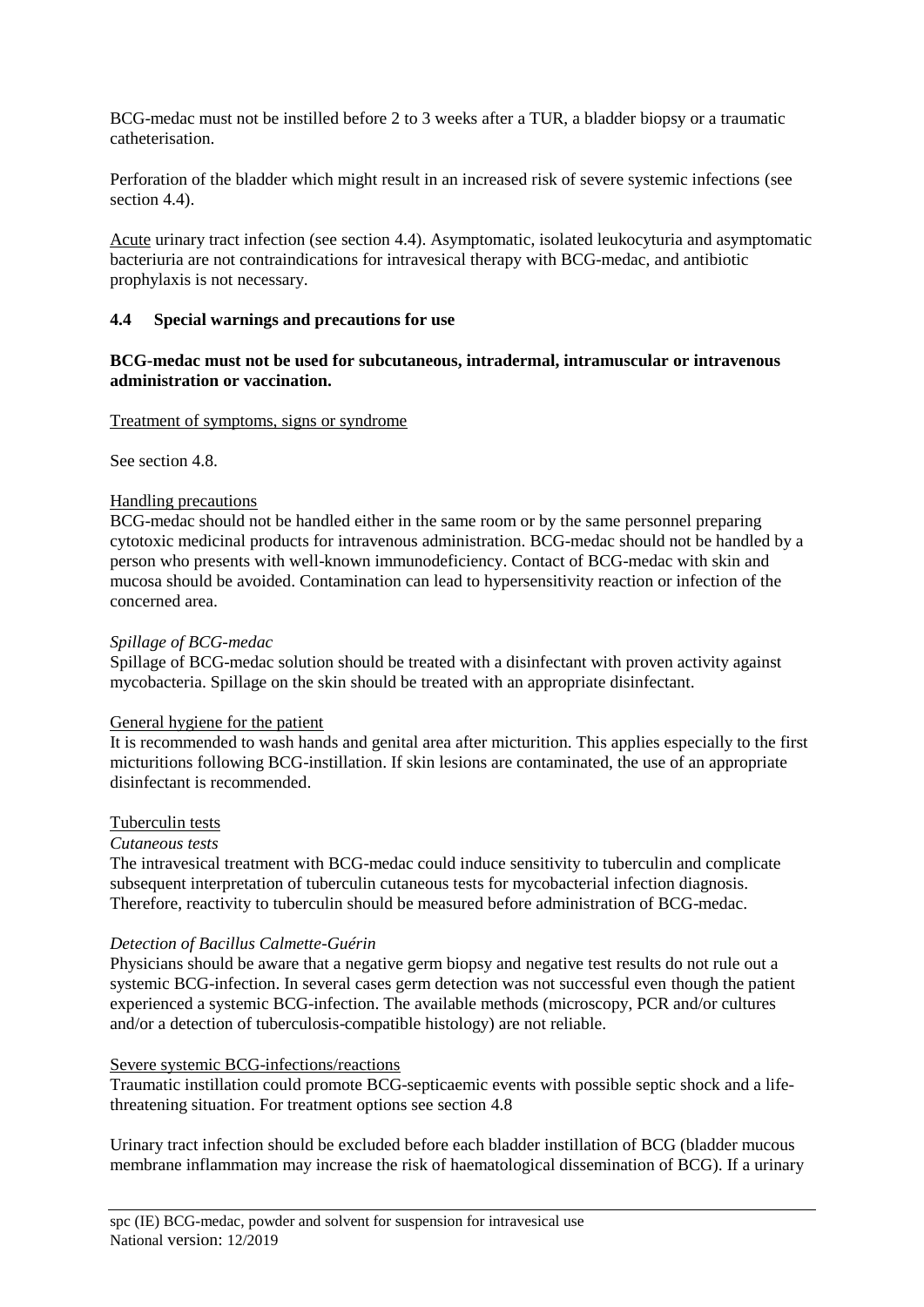BCG-medac must not be instilled before 2 to 3 weeks after a TUR, a bladder biopsy or a traumatic catheterisation.

Perforation of the bladder which might result in an increased risk of severe systemic infections (see section 4.4).

Acute urinary tract infection (see section 4.4). Asymptomatic, isolated leukocyturia and asymptomatic bacteriuria are not contraindications for intravesical therapy with BCG-medac, and antibiotic prophylaxis is not necessary.

### 4.4 Special warnings and precautions for use

**BCG-medac must not be used for subcutaneous, intradermal, intramuscular or intravenous administration or vaccination.**

Treatment of symptoms, signs or syndrome

See section 4.8.

Handling precautions

BCG-medac should not be handled either in the same room or by the same personnel preparing cytotoxic medicinal products for intravenous administration. BCG-medac should not be handled by a person who presents with well-known immunodeficiency. Contact of BCG-medac with skin and mucosa should be avoided. Contamination can lead to hypersensitivity reaction or infection of the concerned area.

*Spillage of BCG-medac*

Spillage of BCG-medac solution should be treated with a disinfectant with proven activity against mycobacteria. Spillage on the skin should be treated with an appropriate disinfectant.

General hygiene for the patient

It is recommended to wash hands and genital area after micturition. This applies especially to the first micturitions following BCG-instillation. If skin lesions are contaminated, the use of an appropriate disinfectant is recommended.

Tuberculin tests

*Cutaneous tests*

The intravesical treatment with BCG-medac could induce sensitivity to tuberculin and complicate subsequent interpretation of tuberculin cutaneous tests for mycobacterial infection diagnosis. Therefore, reactivity to tuberculin should be measured before administration of BCG-medac.

*Detection of Bacillus Calmette-Guérin*

Physicians should be aware that a negative germ biopsy and negative test results do not rule out a systemic BCG-infection. In several cases germ detection was not successful even though the patient experienced a systemic BCG-infection. The available methods (microscopy, PCR and/or cultures and/or a detection of tuberculosis-compatible histology) are not reliable.

Severe systemic BCG-infections/reactions

Traumatic instillation could promote BCG-septicaemic events with possible septic shock and a life-threatening situation. For treatment options see section 4.8

Urinary tract infection should be excluded before each bladder instillation of BCG (bladder mucous membrane inflammation may increase the risk of haematological dissemination of BCG). If a urinary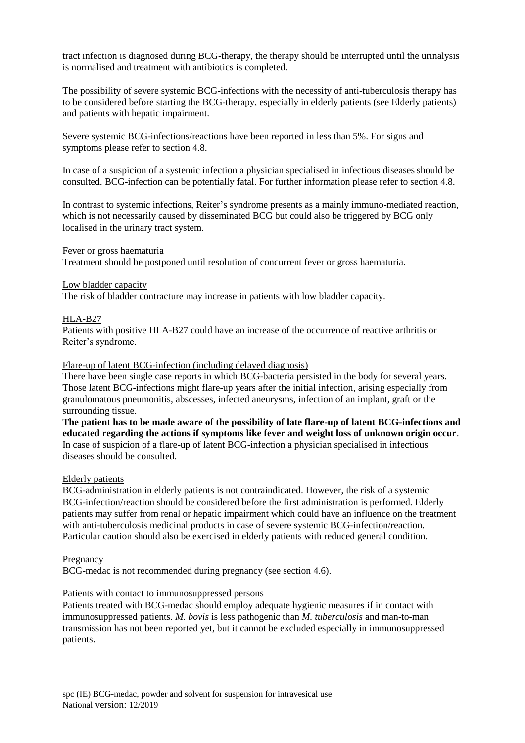tract infection is diagnosed during BCG-therapy, the therapy should be interrupted until the urinalysis is normalised and treatment with antibiotics is completed.

The possibility of severe systemic BCG-infections with the necessity of anti-tuberculosis therapy has to be considered before starting the BCG-therapy, especially in elderly patients (see Elderly patients) and patients with hepatic impairment.

Severe systemic BCG-infections/reactions have been reported in less than 5%. For signs and symptoms please refer to section 4.8.

In case of a suspicion of a systemic infection a physician specialised in infectious diseases should be consulted. BCG-infection can be potentially fatal. For further information please refer to section 4.8.

In contrast to systemic infections, Reiter's syndrome presents as a mainly immuno-mediated reaction, which is not necessarily caused by disseminated BCG but could also be triggered by BCG only localised in the urinary tract system.

Fever or gross haematuria

Treatment should be postponed until resolution of concurrent fever or gross haematuria.

Low bladder capacity

The risk of bladder contracture may increase in patients with low bladder capacity.

HLA-B27

Patients with positive HLA-B27 could have an increase of the occurrence of reactive arthritis or Reiter's syndrome.

Flare-up of latent BCG-infection (including delayed diagnosis)

There have been single case reports in which BCG-bacteria persisted in the body for several years. Those latent BCG-infections might flare-up years after the initial infection, arising especially from granulomatous pneumonitis, abscesses, infected aneurysms, infection of an implant, graft or the surrounding tissue.

**The patient has to be made aware of the possibility of late flare-up of latent BCG-infections and educated regarding the actions if symptoms like fever and weight loss of unknown origin occur**. In case of suspicion of a flare-up of latent BCG-infection a physician specialised in infectious diseases should be consulted.

Elderly patients

BCG-administration in elderly patients is not contraindicated. However, the risk of a systemic BCG-infection/reaction should be considered before the first administration is performed. Elderly patients may suffer from renal or hepatic impairment which could have an influence on the treatment with anti-tuberculosis medicinal products in case of severe systemic BCG-infection/reaction. Particular caution should also be exercised in elderly patients with reduced general condition.

Pregnancy

BCG-medac is not recommended during pregnancy (see section 4.6).

Patients with contact to immunosuppressed persons

Patients treated with BCG-medac should employ adequate hygienic measures if in contact with immunosuppressed patients. *M. bovis* is less pathogenic than *M. tuberculosis* and man-to-man transmission has not been reported yet, but it cannot be excluded especially in immunosuppressed patients.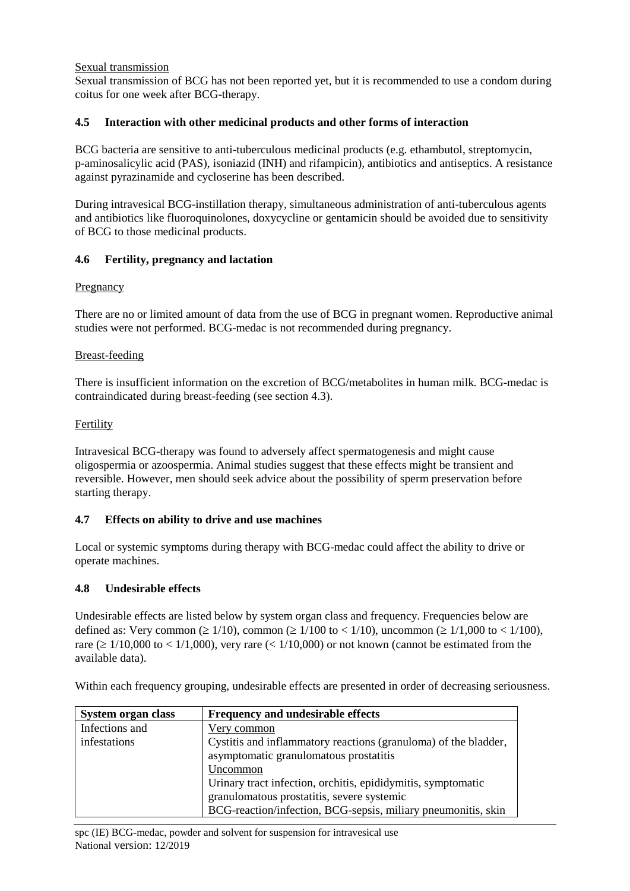Sexual transmission

Sexual transmission of BCG has not been reported yet, but it is recommended to use a condom during coitus for one week after BCG-therapy.

### 4.5 Interaction with other medicinal products and other forms of interaction

BCG bacteria are sensitive to anti-tuberculous medicinal products (e.g. ethambutol, streptomycin, p-aminosalicylic acid (PAS), isoniazid (INH) and rifampicin), antibiotics and antiseptics. A resistance against pyrazinamide and cycloserine has been described.

During intravesical BCG-instillation therapy, simultaneous administration of anti-tuberculous agents and antibiotics like fluoroquinolones, doxycycline or gentamicin should be avoided due to sensitivity of BCG to those medicinal products.

### 4.6 Fertility, pregnancy and lactation

Pregnancy

There are no or limited amount of data from the use of BCG in pregnant women. Reproductive animal studies were not performed. BCG-medac is not recommended during pregnancy.

Breast-feeding

There is insufficient information on the excretion of BCG/metabolites in human milk. BCG-medac is contraindicated during breast-feeding (see section 4.3).

Fertility

Intravesical BCG-therapy was found to adversely affect spermatogenesis and might cause oligospermia or azoospermia. Animal studies suggest that these effects might be transient and reversible. However, men should seek advice about the possibility of sperm preservation before starting therapy.

### 4.7 Effects on ability to drive and use machines

Local or systemic symptoms during therapy with BCG-medac could affect the ability to drive or operate machines.

### 4.8 Undesirable effects

Undesirable effects are listed below by system organ class and frequency. Frequencies below are defined as: Very common ($\geq 1/10$), common ($\geq 1/100$ to $< 1/10$), uncommon ($\geq 1/1,000$ to $< 1/100$), rare ($\geq 1/10,000$ to $< 1/1,000$), very rare ($< 1/10,000$) or not known (cannot be estimated from the available data).

Within each frequency grouping, undesirable effects are presented in order of decreasing seriousness.

| System organ class | Frequency and undesirable effects |
|---|---|
| Infections and infestations | Very common<br>Cystitis and inflammatory reactions (granuloma) of the bladder, asymptomatic granulomatous prostatitis<br>Uncommon<br>Urinary tract infection, orchitis, epididymitis, symptomatic granulomatous prostatitis, severe systemic BCG-reaction/infection, BCG-sepsis, miliary pneumonitis, skin |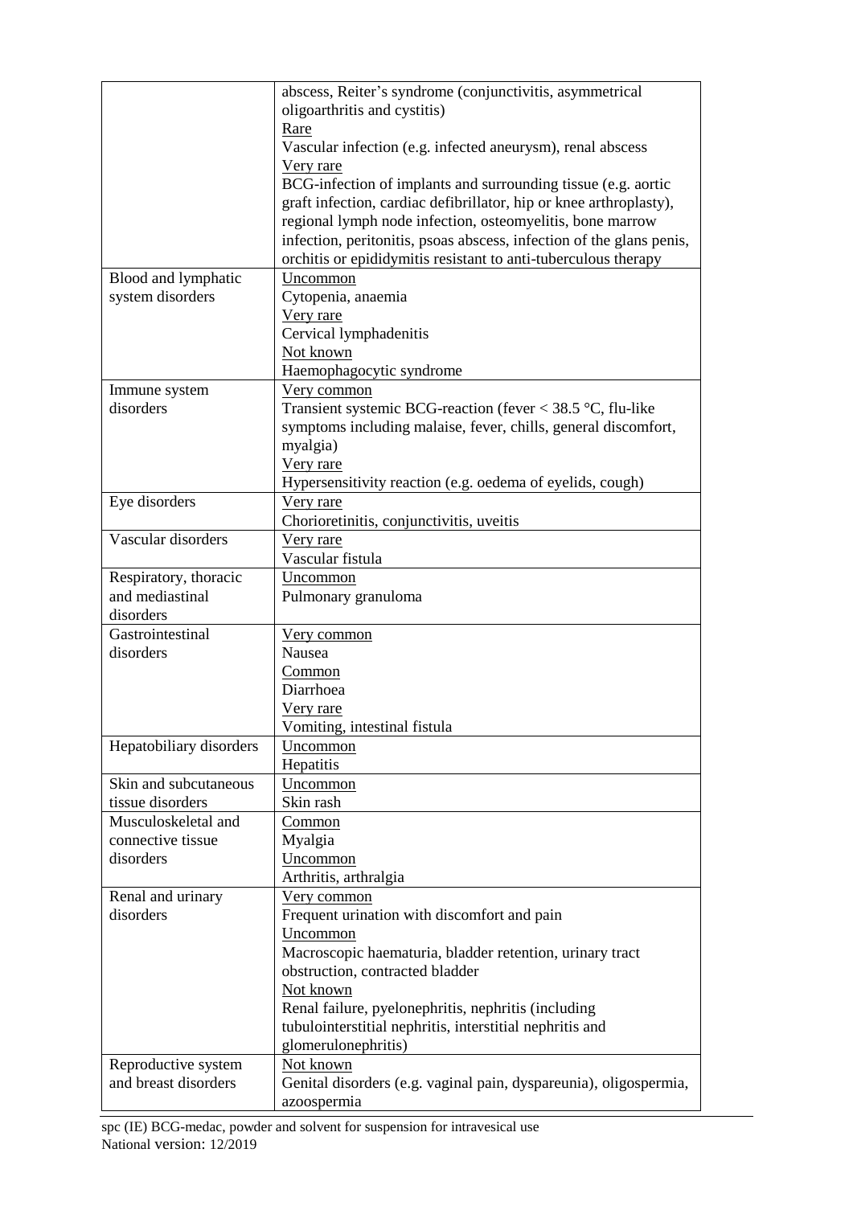| | |
|---|---|
| | abscess, Reiter's syndrome (conjunctivitis, asymmetrical oligoarthritis and cystitis)<br><u>Rare</u><br>Vascular infection (e.g. infected aneurysm), renal abscess<br><u>Very rare</u><br>BCG-infection of implants and surrounding tissue (e.g. aortic graft infection, cardiac defibrillator, hip or knee arthroplasty), regional lymph node infection, osteomyelitis, bone marrow infection, peritonitis, psoas abscess, infection of the glans penis, orchitis or epididymitis resistant to anti-tuberculous therapy |
| Blood and lymphatic system disorders | <u>Uncommon</u><br>Cytopenia, anaemia<br><u>Very rare</u><br>Cervical lymphadenitis<br><u>Not known</u><br>Haemophagocytic syndrome |
| Immune system disorders | <u>Very common</u><br>Transient systemic BCG-reaction (fever < 38.5 °C, flu-like symptoms including malaise, fever, chills, general discomfort, myalgia)<br><u>Very rare</u><br>Hypersensitivity reaction (e.g. oedema of eyelids, cough) |
| Eye disorders | <u>Very rare</u><br>Chorioretinitis, conjunctivitis, uveitis |
| Vascular disorders | <u>Very rare</u><br>Vascular fistula |
| Respiratory, thoracic and mediastinal disorders | <u>Uncommon</u><br>Pulmonary granuloma |
| Gastrointestinal disorders | <u>Very common</u><br>Nausea<br><u>Common</u><br>Diarrhoea<br><u>Very rare</u><br>Vomiting, intestinal fistula |
| Hepatobiliary disorders | <u>Uncommon</u><br>Hepatitis |
| Skin and subcutaneous tissue disorders | <u>Uncommon</u><br>Skin rash |
| Musculoskeletal and connective tissue disorders | <u>Common</u><br>Myalgia<br><u>Uncommon</u><br>Arthritis, arthralgia |
| Renal and urinary disorders | <u>Very common</u><br>Frequent urination with discomfort and pain<br><u>Uncommon</u><br>Macroscopic haematuria, bladder retention, urinary tract obstruction, contracted bladder<br><u>Not known</u><br>Renal failure, pyelonephritis, nephritis (including tubulointerstitial nephritis, interstitial nephritis and glomerulonephritis) |
| Reproductive system and breast disorders | <u>Not known</u><br>Genital disorders (e.g. vaginal pain, dyspareunia), oligospermia, azoospermia |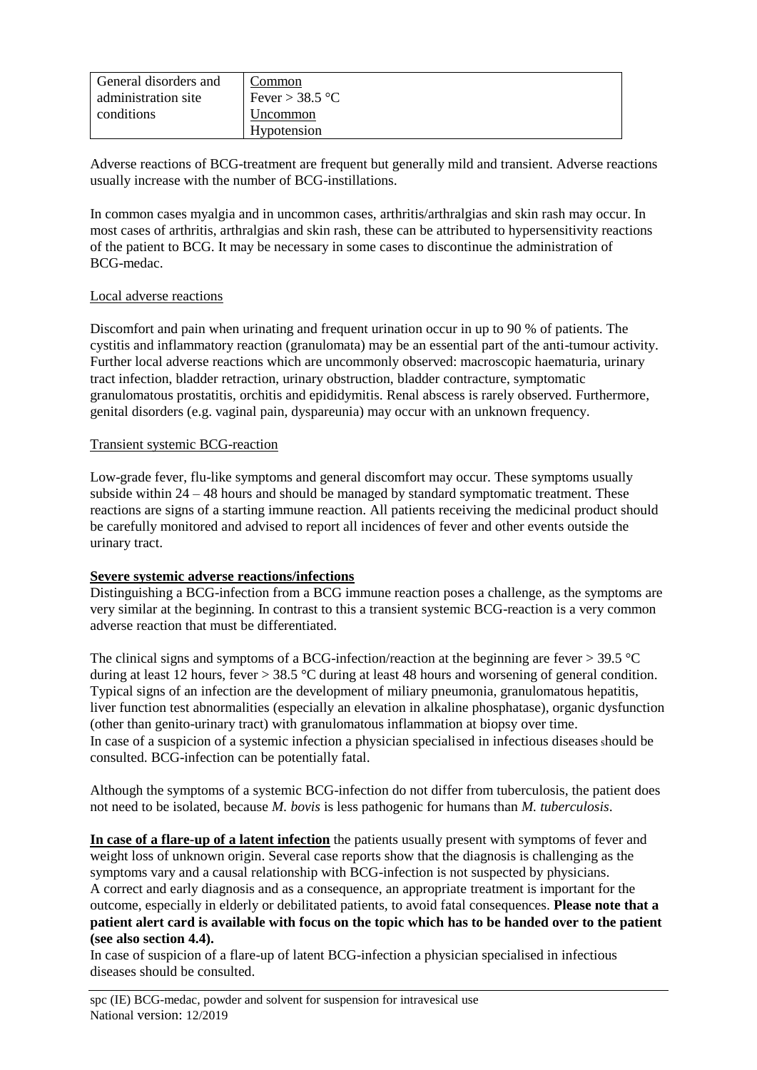| General disorders and administration site conditions | Common<br>Fever > 38.5 °C<br>Uncommon<br>Hypotension |
|---|---|

Adverse reactions of BCG-treatment are frequent but generally mild and transient. Adverse reactions usually increase with the number of BCG-instillations.

In common cases myalgia and in uncommon cases, arthritis/arthralgias and skin rash may occur. In most cases of arthritis, arthralgias and skin rash, these can be attributed to hypersensitivity reactions of the patient to BCG. It may be necessary in some cases to discontinue the administration of BCG-medac.

Local adverse reactions

Discomfort and pain when urinating and frequent urination occur in up to 90 % of patients. The cystitis and inflammatory reaction (granulomata) may be an essential part of the anti-tumour activity. Further local adverse reactions which are uncommonly observed: macroscopic haematuria, urinary tract infection, bladder retraction, urinary obstruction, bladder contracture, symptomatic granulomatous prostatitis, orchitis and epididymitis. Renal abscess is rarely observed. Furthermore, genital disorders (e.g. vaginal pain, dyspareunia) may occur with an unknown frequency.

Transient systemic BCG-reaction

Low-grade fever, flu-like symptoms and general discomfort may occur. These symptoms usually subside within 24 – 48 hours and should be managed by standard symptomatic treatment. These reactions are signs of a starting immune reaction. All patients receiving the medicinal product should be carefully monitored and advised to report all incidences of fever and other events outside the urinary tract.

**Severe systemic adverse reactions/infections**

Distinguishing a BCG-infection from a BCG immune reaction poses a challenge, as the symptoms are very similar at the beginning. In contrast to this a transient systemic BCG-reaction is a very common adverse reaction that must be differentiated.

The clinical signs and symptoms of a BCG-infection/reaction at the beginning are fever > 39.5 °C during at least 12 hours, fever > 38.5 °C during at least 48 hours and worsening of general condition. Typical signs of an infection are the development of miliary pneumonia, granulomatous hepatitis, liver function test abnormalities (especially an elevation in alkaline phosphatase), organic dysfunction (other than genito-urinary tract) with granulomatous inflammation at biopsy over time.
In case of a suspicion of a systemic infection a physician specialised in infectious diseases should be consulted. BCG-infection can be potentially fatal.

Although the symptoms of a systemic BCG-infection do not differ from tuberculosis, the patient does not need to be isolated, because *M. bovis* is less pathogenic for humans than *M. tuberculosis*.

**In case of a flare-up of a latent infection** the patients usually present with symptoms of fever and weight loss of unknown origin. Several case reports show that the diagnosis is challenging as the symptoms vary and a causal relationship with BCG-infection is not suspected by physicians.
A correct and early diagnosis and as a consequence, an appropriate treatment is important for the outcome, especially in elderly or debilitated patients, to avoid fatal consequences. **Please note that a patient alert card is available with focus on the topic which has to be handed over to the patient (see also section 4.4).**
In case of suspicion of a flare-up of latent BCG-infection a physician specialised in infectious diseases should be consulted.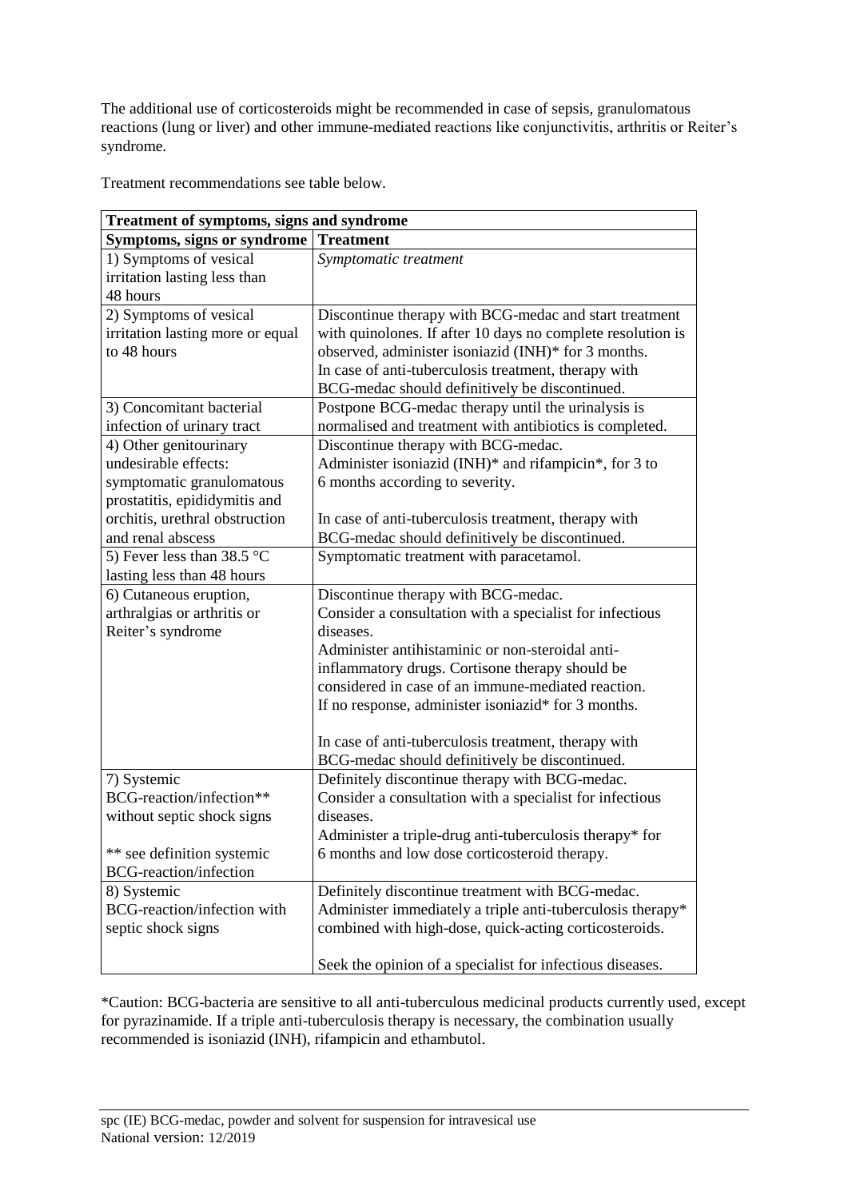The additional use of corticosteroids might be recommended in case of sepsis, granulomatous reactions (lung or liver) and other immune-mediated reactions like conjunctivitis, arthritis or Reiter's syndrome.

Treatment recommendations see table below.

| **Treatment of symptoms, signs and syndrome** | |
|---|---|
| **Symptoms, signs or syndrome** | **Treatment** |
| 1) Symptoms of vesical irritation lasting less than 48 hours | *Symptomatic treatment* |
| 2) Symptoms of vesical irritation lasting more or equal to 48 hours | Discontinue therapy with BCG-medac and start treatment with quinolones. If after 10 days no complete resolution is observed, administer isoniazid (INH)* for 3 months.<br>In case of anti-tuberculosis treatment, therapy with BCG-medac should definitively be discontinued. |
| 3) Concomitant bacterial infection of urinary tract | Postpone BCG-medac therapy until the urinalysis is normalised and treatment with antibiotics is completed. |
| 4) Other genitourinary undesirable effects: symptomatic granulomatous prostatitis, epididymitis and orchitis, urethral obstruction and renal abscess | Discontinue therapy with BCG-medac.<br>Administer isoniazid (INH)* and rifampicin*, for 3 to 6 months according to severity.<br><br>In case of anti-tuberculosis treatment, therapy with BCG-medac should definitively be discontinued. |
| 5) Fever less than 38.5 °C lasting less than 48 hours | Symptomatic treatment with paracetamol. |
| 6) Cutaneous eruption, arthralgias or arthritis or Reiter's syndrome | Discontinue therapy with BCG-medac.<br>Consider a consultation with a specialist for infectious diseases.<br>Administer antihistaminic or non-steroidal anti-inflammatory drugs. Cortisone therapy should be considered in case of an immune-mediated reaction.<br>If no response, administer isoniazid* for 3 months.<br><br>In case of anti-tuberculosis treatment, therapy with BCG-medac should definitively be discontinued. |
| 7) Systemic BCG-reaction/infection** without septic shock signs<br><br>** see definition systemic BCG-reaction/infection | Definitely discontinue therapy with BCG-medac.<br>Consider a consultation with a specialist for infectious diseases.<br>Administer a triple-drug anti-tuberculosis therapy* for 6 months and low dose corticosteroid therapy. |
| 8) Systemic BCG-reaction/infection with septic shock signs | Definitely discontinue treatment with BCG-medac.<br>Administer immediately a triple anti-tuberculosis therapy* combined with high-dose, quick-acting corticosteroids.<br><br>Seek the opinion of a specialist for infectious diseases. |

*Caution: BCG-bacteria are sensitive to all anti-tuberculous medicinal products currently used, except for pyrazinamide. If a triple anti-tuberculosis therapy is necessary, the combination usually recommended is isoniazid (INH), rifampicin and ethambutol.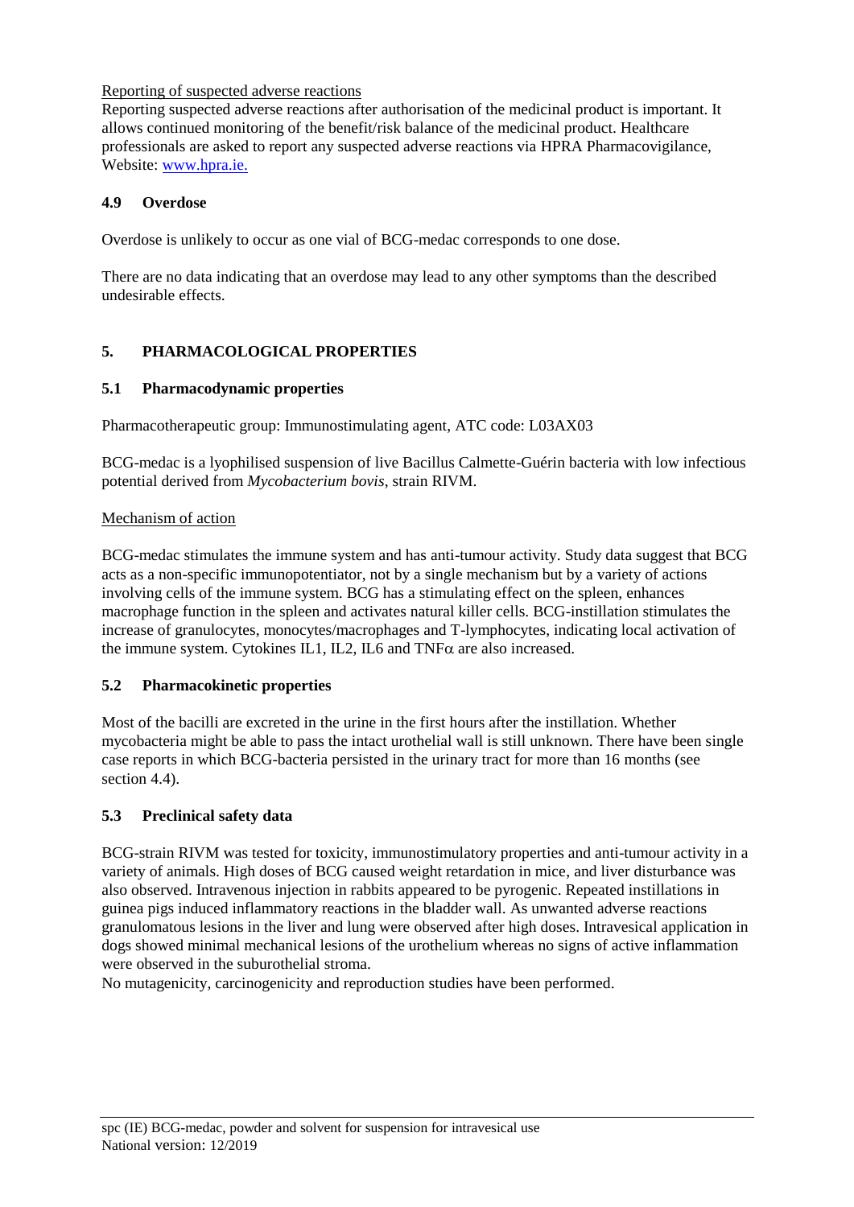Reporting of suspected adverse reactions

Reporting suspected adverse reactions after authorisation of the medicinal product is important. It allows continued monitoring of the benefit/risk balance of the medicinal product. Healthcare professionals are asked to report any suspected adverse reactions via HPRA Pharmacovigilance, Website: [www.hpra.ie.](www.hpra.ie)

### 4.9 Overdose

Overdose is unlikely to occur as one vial of BCG-medac corresponds to one dose.

There are no data indicating that an overdose may lead to any other symptoms than the described undesirable effects.

## 5. PHARMACOLOGICAL PROPERTIES

### 5.1 Pharmacodynamic properties

Pharmacotherapeutic group: Immunostimulating agent, ATC code: L03AX03

BCG-medac is a lyophilised suspension of live Bacillus Calmette-Guérin bacteria with low infectious potential derived from *Mycobacterium bovis*, strain RIVM.

Mechanism of action

BCG-medac stimulates the immune system and has anti-tumour activity. Study data suggest that BCG acts as a non-specific immunopotentiator, not by a single mechanism but by a variety of actions involving cells of the immune system. BCG has a stimulating effect on the spleen, enhances macrophage function in the spleen and activates natural killer cells. BCG-instillation stimulates the increase of granulocytes, monocytes/macrophages and T-lymphocytes, indicating local activation of the immune system. Cytokines IL1, IL2, IL6 and TNF$\alpha$ are also increased.

### 5.2 Pharmacokinetic properties

Most of the bacilli are excreted in the urine in the first hours after the instillation. Whether mycobacteria might be able to pass the intact urothelial wall is still unknown. There have been single case reports in which BCG-bacteria persisted in the urinary tract for more than 16 months (see section 4.4).

### 5.3 Preclinical safety data

BCG-strain RIVM was tested for toxicity, immunostimulatory properties and anti-tumour activity in a variety of animals. High doses of BCG caused weight retardation in mice, and liver disturbance was also observed. Intravenous injection in rabbits appeared to be pyrogenic. Repeated instillations in guinea pigs induced inflammatory reactions in the bladder wall. As unwanted adverse reactions granulomatous lesions in the liver and lung were observed after high doses. Intravesical application in dogs showed minimal mechanical lesions of the urothelium whereas no signs of active inflammation were observed in the suburothelial stroma.

No mutagenicity, carcinogenicity and reproduction studies have been performed.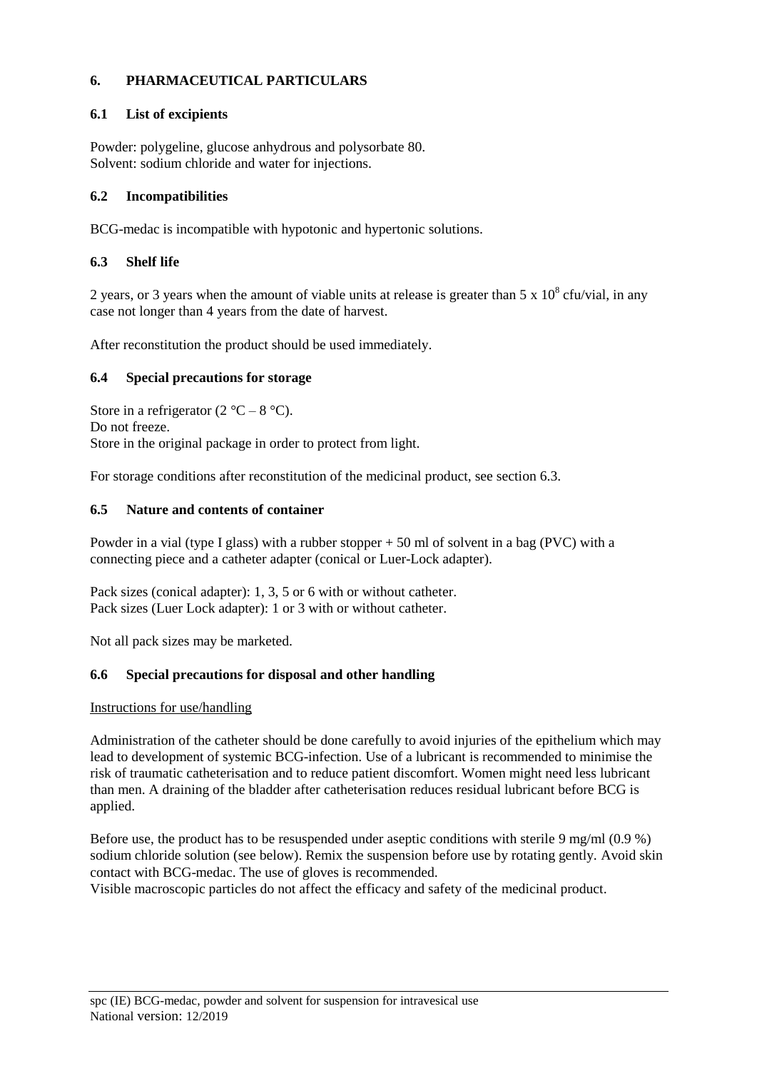## 6. PHARMACEUTICAL PARTICULARS

### 6.1 List of excipients

Powder: polygeline, glucose anhydrous and polysorbate 80.
Solvent: sodium chloride and water for injections.

### 6.2 Incompatibilities

BCG-medac is incompatible with hypotonic and hypertonic solutions.

### 6.3 Shelf life

2 years, or 3 years when the amount of viable units at release is greater than $5 \times 10^8$ cfu/vial, in any case not longer than 4 years from the date of harvest.

After reconstitution the product should be used immediately.

### 6.4 Special precautions for storage

Store in a refrigerator (2 °C – 8 °C).
Do not freeze.
Store in the original package in order to protect from light.

For storage conditions after reconstitution of the medicinal product, see section 6.3.

### 6.5 Nature and contents of container

Powder in a vial (type I glass) with a rubber stopper + 50 ml of solvent in a bag (PVC) with a connecting piece and a catheter adapter (conical or Luer-Lock adapter).

Pack sizes (conical adapter): 1, 3, 5 or 6 with or without catheter.
Pack sizes (Luer Lock adapter): 1 or 3 with or without catheter.

Not all pack sizes may be marketed.

### 6.6 Special precautions for disposal and other handling

Instructions for use/handling

Administration of the catheter should be done carefully to avoid injuries of the epithelium which may lead to development of systemic BCG-infection. Use of a lubricant is recommended to minimise the risk of traumatic catheterisation and to reduce patient discomfort. Women might need less lubricant than men. A draining of the bladder after catheterisation reduces residual lubricant before BCG is applied.

Before use, the product has to be resuspended under aseptic conditions with sterile 9 mg/ml (0.9 %) sodium chloride solution (see below). Remix the suspension before use by rotating gently. Avoid skin contact with BCG-medac. The use of gloves is recommended.
Visible macroscopic particles do not affect the efficacy and safety of the medicinal product.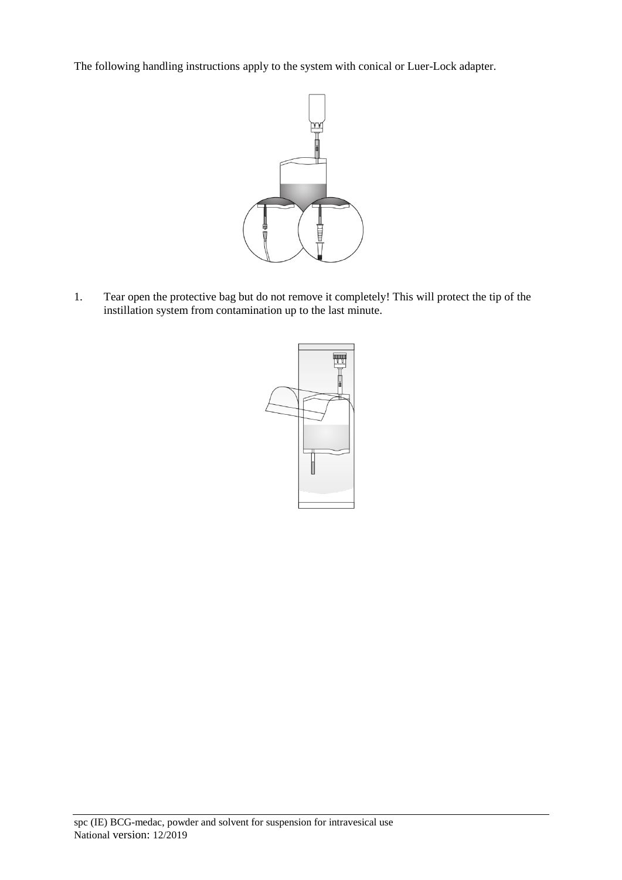The following handling instructions apply to the system with conical or Luer-Lock adapter.

1. Tear open the protective bag but do not remove it completely! This will protect the tip of the instillation system from contamination up to the last minute.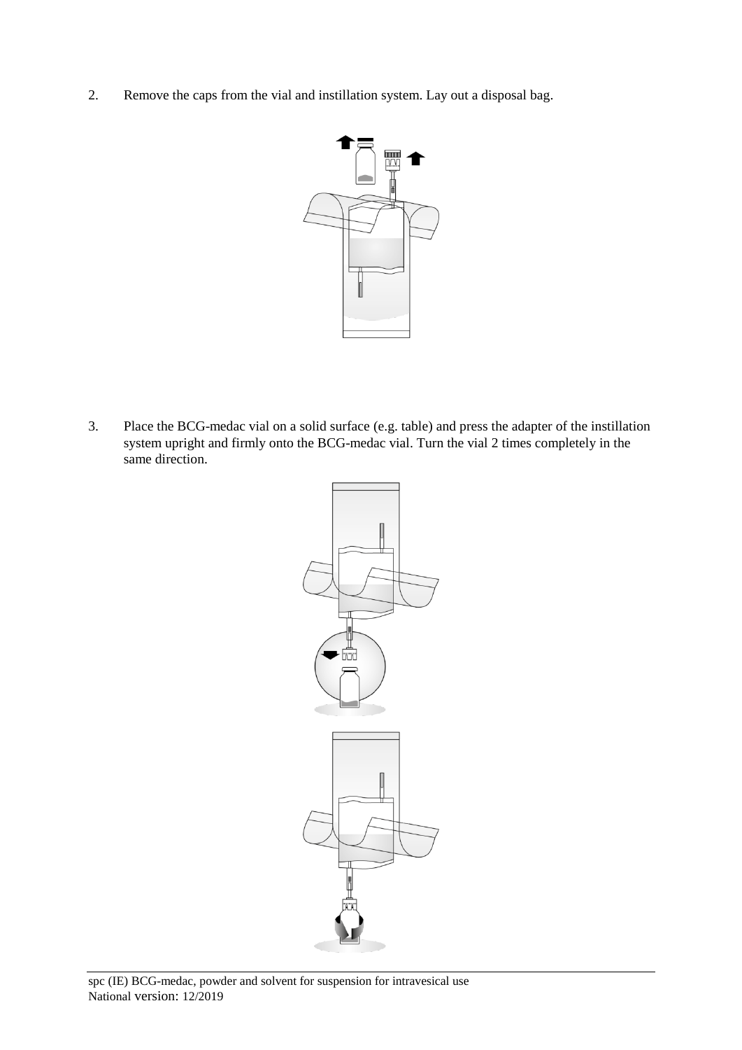2. Remove the caps from the vial and instillation system. Lay out a disposal bag.

3. Place the BCG-medac vial on a solid surface (e.g. table) and press the adapter of the instillation system upright and firmly onto the BCG-medac vial. Turn the vial 2 times completely in the same direction.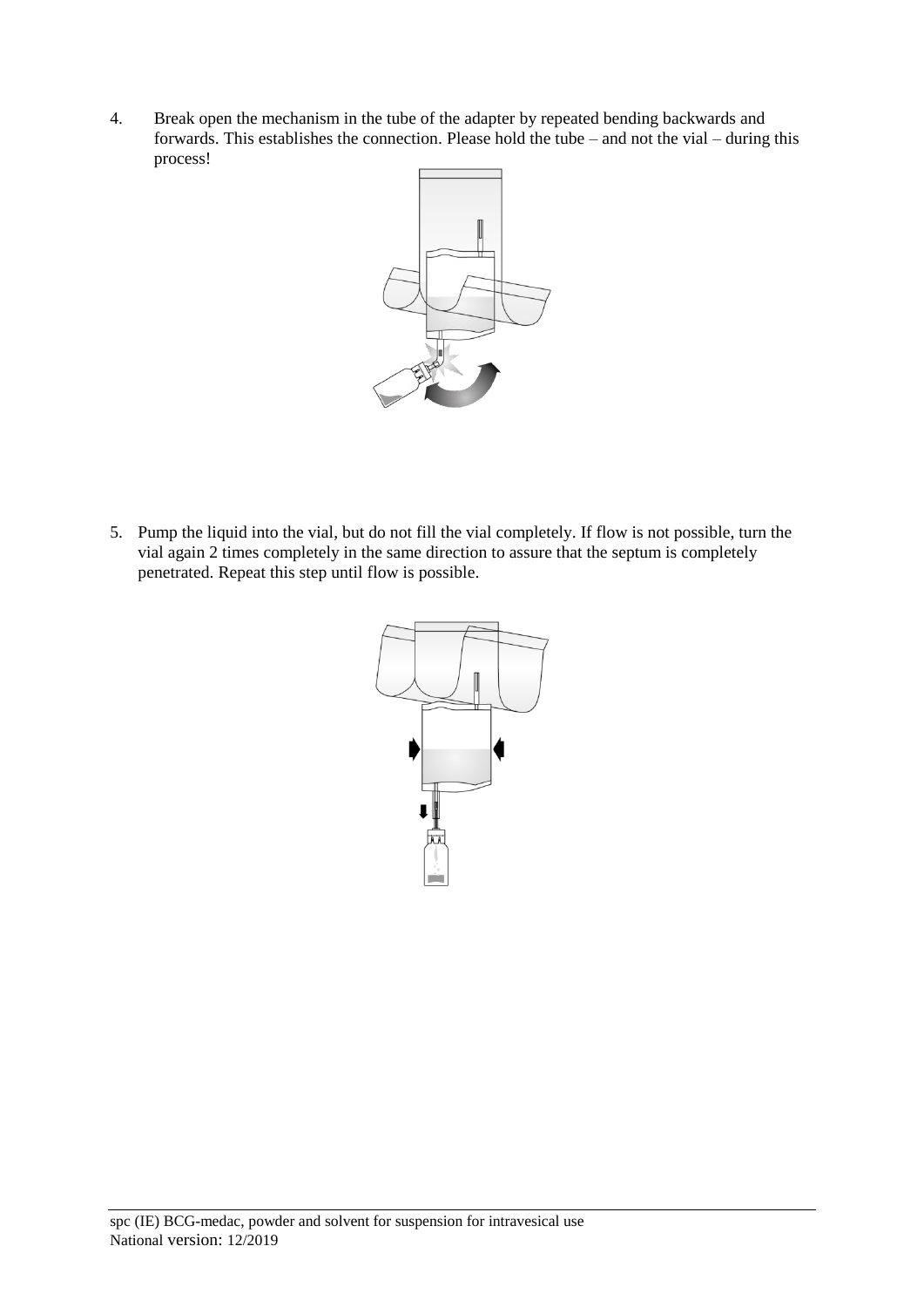4. Break open the mechanism in the tube of the adapter by repeated bending backwards and forwards. This establishes the connection. Please hold the tube – and not the vial – during this process!

5. Pump the liquid into the vial, but do not fill the vial completely. If flow is not possible, turn the vial again 2 times completely in the same direction to assure that the septum is completely penetrated. Repeat this step until flow is possible.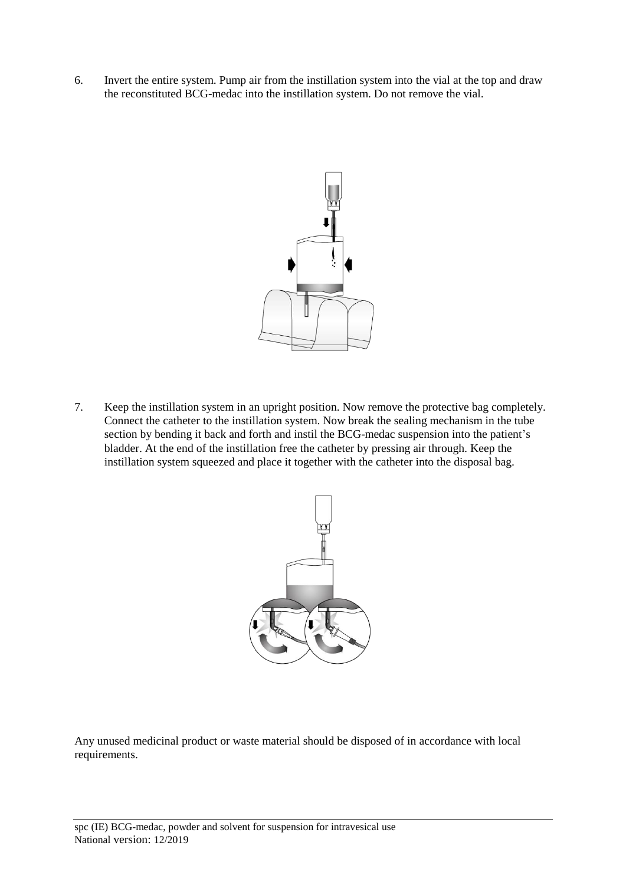6. Invert the entire system. Pump air from the instillation system into the vial at the top and draw the reconstituted BCG-medac into the instillation system. Do not remove the vial.

7. Keep the instillation system in an upright position. Now remove the protective bag completely. Connect the catheter to the instillation system. Now break the sealing mechanism in the tube section by bending it back and forth and instil the BCG-medac suspension into the patient's bladder. At the end of the instillation free the catheter by pressing air through. Keep the instillation system squeezed and place it together with the catheter into the disposal bag.

Any unused medicinal product or waste material should be disposed of in accordance with local requirements.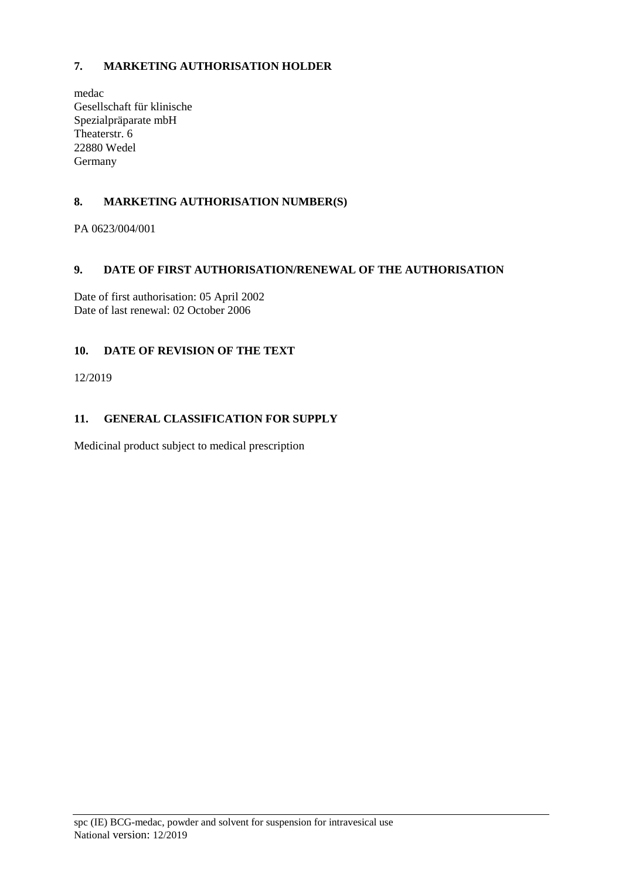## 7. MARKETING AUTHORISATION HOLDER

medac
Gesellschaft für klinische
Spezialpräparate mbH
Theaterstr. 6
22880 Wedel
Germany

## 8. MARKETING AUTHORISATION NUMBER(S)

PA 0623/004/001

## 9. DATE OF FIRST AUTHORISATION/RENEWAL OF THE AUTHORISATION

Date of first authorisation: 05 April 2002
Date of last renewal: 02 October 2006

## 10. DATE OF REVISION OF THE TEXT

12/2019

## 11. GENERAL CLASSIFICATION FOR SUPPLY

Medicinal product subject to medical prescription